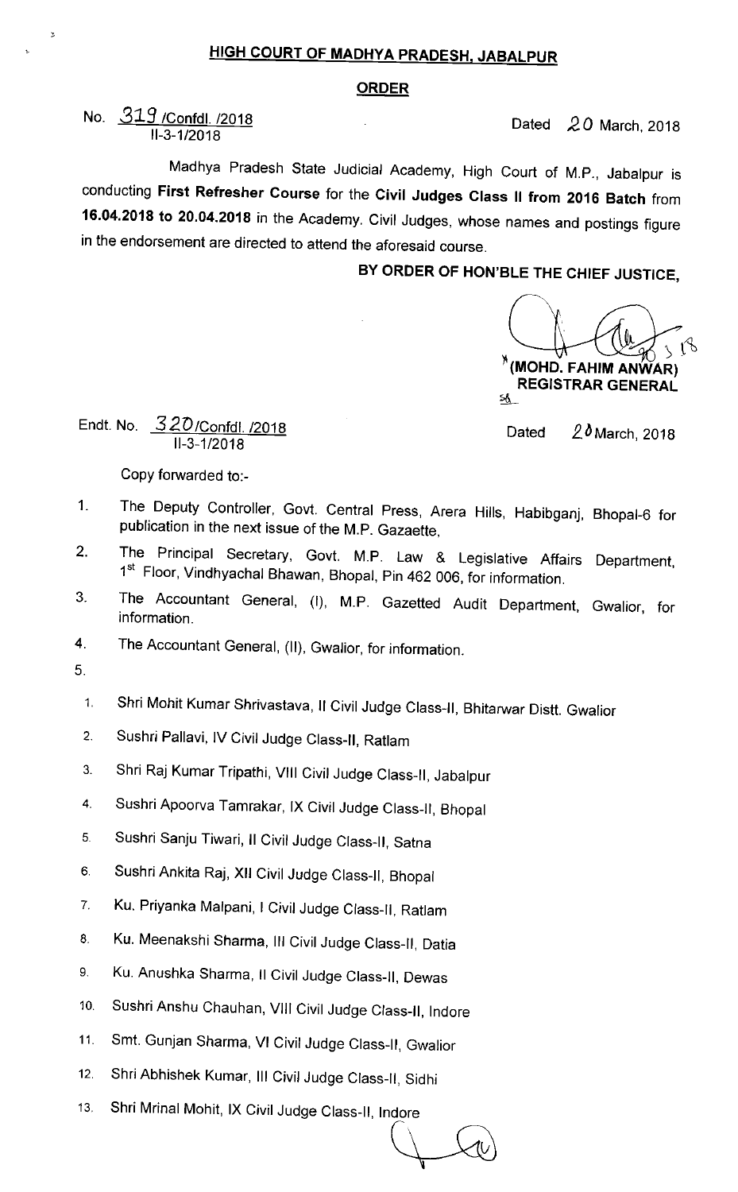## HIGH COURT OF MADHYA PRADESH, JABALPUR

### ORDER

No. 319 /Confdl. /2018
II-3-1/2018

Dated 20 March, 2018

Madhya Pradesh State Judicial Academy, High Court of M.P., Jabalpur is conducting **First Refresher Course** for the **Civil Judges Class II from 2016 Batch** from **16.04.2018 to 20.04.2018** in the Academy. Civil Judges, whose names and postings figure in the endorsement are directed to attend the aforesaid course.

**BY ORDER OF HON'BLE THE CHIEF JUSTICE,**

**(MOHD. FAHIM ANWAR)**
**REGISTRAR GENERAL**

Endt. No. 320/Confdl. /2018
II-3-1/2018

Dated 20 March, 2018

Copy forwarded to:-

1. The Deputy Controller, Govt. Central Press, Arera Hills, Habibganj, Bhopal-6 for publication in the next issue of the M.P. Gazaette,
2. The Principal Secretary, Govt. M.P. Law & Legislative Affairs Department, 1st Floor, Vindhyachal Bhawan, Bhopal, Pin 462 006, for information.
3. The Accountant General, (I), M.P. Gazetted Audit Department, Gwalior, for information.
4. The Accountant General, (II), Gwalior, for information.
5. 
   1. Shri Mohit Kumar Shrivastava, II Civil Judge Class-II, Bhitarwar Distt. Gwalior
   2. Sushri Pallavi, IV Civil Judge Class-II, Ratlam
   3. Shri Raj Kumar Tripathi, VIII Civil Judge Class-II, Jabalpur
   4. Sushri Apoorva Tamrakar, IX Civil Judge Class-II, Bhopal
   5. Sushri Sanju Tiwari, II Civil Judge Class-II, Satna
   6. Sushri Ankita Raj, XII Civil Judge Class-II, Bhopal
   7. Ku. Priyanka Malpani, I Civil Judge Class-II, Ratlam
   8. Ku. Meenakshi Sharma, III Civil Judge Class-II, Datia
   9. Ku. Anushka Sharma, II Civil Judge Class-II, Dewas
   10. Sushri Anshu Chauhan, VIII Civil Judge Class-II, Indore
   11. Smt. Gunjan Sharma, VI Civil Judge Class-II, Gwalior
   12. Shri Abhishek Kumar, III Civil Judge Class-II, Sidhi
   13. Shri Mrinal Mohit, IX Civil Judge Class-II, Indore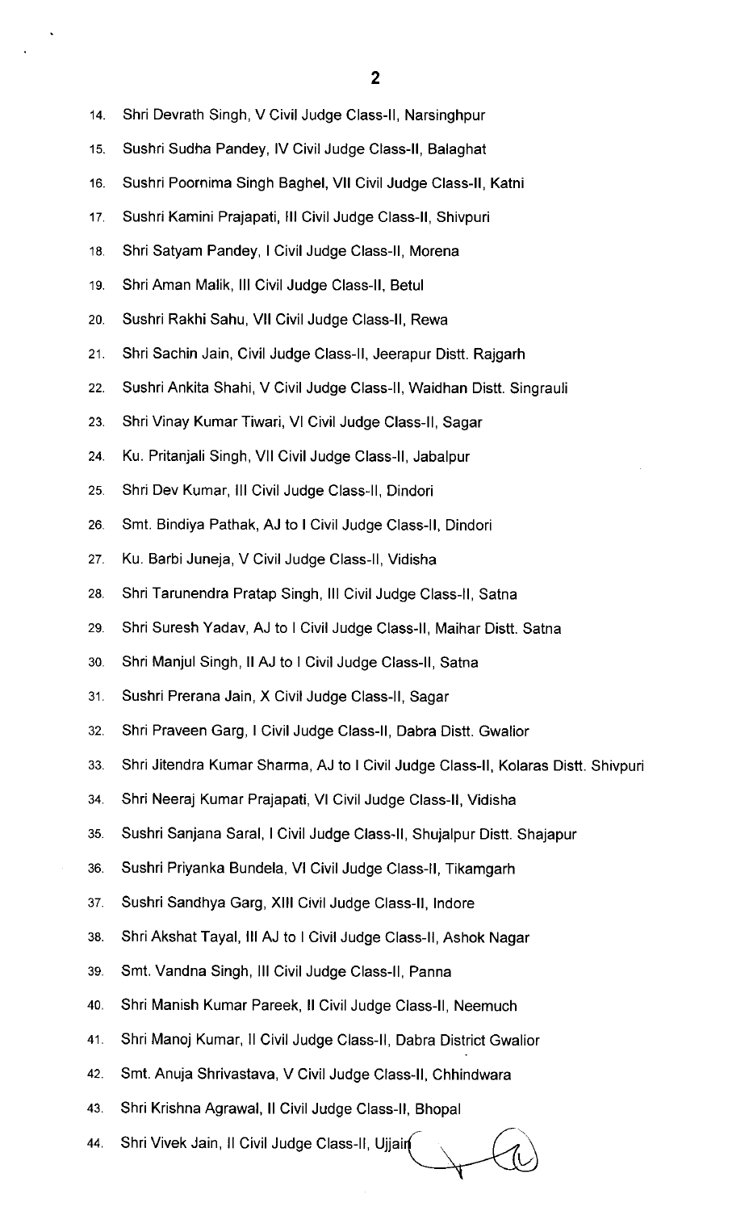14. Shri Devrath Singh, V Civil Judge Class-II, Narsinghpur
15. Sushri Sudha Pandey, IV Civil Judge Class-II, Balaghat
16. Sushri Poornima Singh Baghel, VII Civil Judge Class-II, Katni
17. Sushri Kamini Prajapati, III Civil Judge Class-II, Shivpuri
18. Shri Satyam Pandey, I Civil Judge Class-II, Morena
19. Shri Aman Malik, III Civil Judge Class-II, Betul
20. Sushri Rakhi Sahu, VII Civil Judge Class-II, Rewa
21. Shri Sachin Jain, Civil Judge Class-II, Jeerapur Distt. Rajgarh
22. Sushri Ankita Shahi, V Civil Judge Class-II, Waidhan Distt. Singrauli
23. Shri Vinay Kumar Tiwari, VI Civil Judge Class-II, Sagar
24. Ku. Pritanjali Singh, VII Civil Judge Class-II, Jabalpur
25. Shri Dev Kumar, III Civil Judge Class-II, Dindori
26. Smt. Bindiya Pathak, AJ to I Civil Judge Class-II, Dindori
27. Ku. Barbi Juneja, V Civil Judge Class-II, Vidisha
28. Shri Tarunendra Pratap Singh, III Civil Judge Class-II, Satna
29. Shri Suresh Yadav, AJ to I Civil Judge Class-II, Maihar Distt. Satna
30. Shri Manjul Singh, II AJ to I Civil Judge Class-II, Satna
31. Sushri Prerana Jain, X Civil Judge Class-II, Sagar
32. Shri Praveen Garg, I Civil Judge Class-II, Dabra Distt. Gwalior
33. Shri Jitendra Kumar Sharma, AJ to I Civil Judge Class-II, Kolaras Distt. Shivpuri
34. Shri Neeraj Kumar Prajapati, VI Civil Judge Class-II, Vidisha
35. Sushri Sanjana Saral, I Civil Judge Class-II, Shujalpur Distt. Shajapur
36. Sushri Priyanka Bundela, VI Civil Judge Class-II, Tikamgarh
37. Sushri Sandhya Garg, XIII Civil Judge Class-II, Indore
38. Shri Akshat Tayal, III AJ to I Civil Judge Class-II, Ashok Nagar
39. Smt. Vandna Singh, III Civil Judge Class-II, Panna
40. Shri Manish Kumar Pareek, II Civil Judge Class-II, Neemuch
41. Shri Manoj Kumar, II Civil Judge Class-II, Dabra District Gwalior
42. Smt. Anuja Shrivastava, V Civil Judge Class-II, Chhindwara
43. Shri Krishna Agrawal, II Civil Judge Class-II, Bhopal
44. Shri Vivek Jain, II Civil Judge Class-II, Ujjain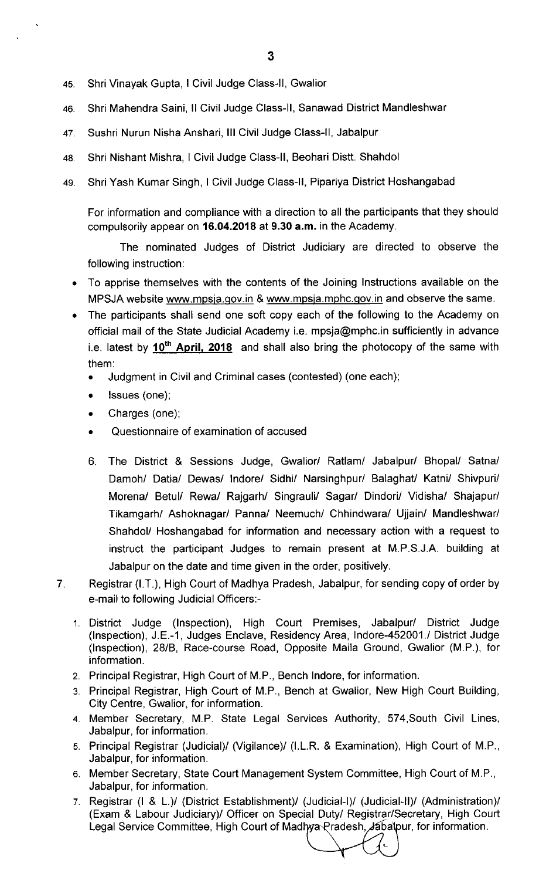45. Shri Vinayak Gupta, I Civil Judge Class-II, Gwalior
46. Shri Mahendra Saini, II Civil Judge Class-II, Sanawad District Mandleshwar
47. Sushri Nurun Nisha Anshari, III Civil Judge Class-II, Jabalpur
48. Shri Nishant Mishra, I Civil Judge Class-II, Beohari Distt. Shahdol
49. Shri Yash Kumar Singh, I Civil Judge Class-II, Pipariya District Hoshangabad

For information and compliance with a direction to all the participants that they should compulsorily appear on **16.04.2018** at **9.30 a.m.** in the Academy.

The nominated Judges of District Judiciary are directed to observe the following instruction:

- To apprise themselves with the contents of the Joining Instructions available on the MPSJA website www.mpsja.gov.in & www.mpsja.mphc.gov.in and observe the same.
- The participants shall send one soft copy each of the following to the Academy on official mail of the State Judicial Academy i.e. mpsja@mphc.in sufficiently in advance i.e. latest by **<u>10th April, 2018</u>** and shall also bring the photocopy of the same with them:
  - Judgment in Civil and Criminal cases (contested) (one each);
  - Issues (one);
  - Charges (one);
  - Questionnaire of examination of accused

6. The District & Sessions Judge, Gwalior/ Ratlam/ Jabalpur/ Bhopal/ Satna/ Damoh/ Datia/ Dewas/ Indore/ Sidhi/ Narsinghpur/ Balaghat/ Katni/ Shivpuri/ Morena/ Betul/ Rewa/ Rajgarh/ Singrauli/ Sagar/ Dindori/ Vidisha/ Shajapur/ Tikamgarh/ Ashoknagar/ Panna/ Neemuch/ Chhindwara/ Ujjain/ Mandleshwar/ Shahdol/ Hoshangabad for information and necessary action with a request to instruct the participant Judges to remain present at M.P.S.J.A. building at Jabalpur on the date and time given in the order, positively.

7. Registrar (I.T.), High Court of Madhya Pradesh, Jabalpur, for sending copy of order by e-mail to following Judicial Officers:-
   1. District Judge (Inspection), High Court Premises, Jabalpur/ District Judge (Inspection), J.E.-1, Judges Enclave, Residency Area, Indore-452001./ District Judge (Inspection), 28/B, Race-course Road, Opposite Maila Ground, Gwalior (M.P.), for information.
   2. Principal Registrar, High Court of M.P., Bench Indore, for information.
   3. Principal Registrar, High Court of M.P., Bench at Gwalior, New High Court Building, City Centre, Gwalior, for information.
   4. Member Secretary, M.P. State Legal Services Authority, 574,South Civil Lines, Jabalpur, for information.
   5. Principal Registrar (Judicial)/ (Vigilance)/ (I.L.R. & Examination), High Court of M.P., Jabalpur, for information.
   6. Member Secretary, State Court Management System Committee, High Court of M.P., Jabalpur, for information.
   7. Registrar (I & L.)/ (District Establishment)/ (Judicial-I)/ (Judicial-II)/ (Administration)/ (Exam & Labour Judiciary)/ Officer on Special Duty/ Registrar/Secretary, High Court Legal Service Committee, High Court of Madhya Pradesh, Jabalpur, for information.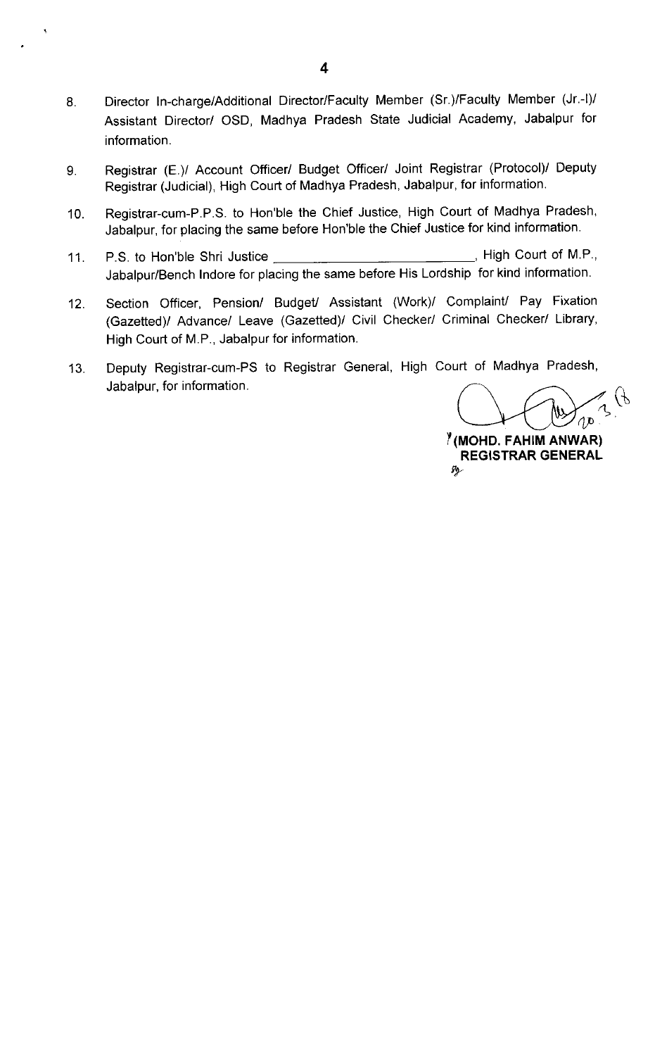8. Director In-charge/Additional Director/Faculty Member (Sr.)/Faculty Member (Jr.-I)/ Assistant Director/ OSD, Madhya Pradesh State Judicial Academy, Jabalpur for information.

9. Registrar (E.)/ Account Officer/ Budget Officer/ Joint Registrar (Protocol)/ Deputy Registrar (Judicial), High Court of Madhya Pradesh, Jabalpur, for information.

10. Registrar-cum-P.P.S. to Hon'ble the Chief Justice, High Court of Madhya Pradesh, Jabalpur, for placing the same before Hon'ble the Chief Justice for kind information.

11. P.S. to Hon'ble Shri Justice ____________________________, High Court of M.P., Jabalpur/Bench Indore for placing the same before His Lordship for kind information.

12. Section Officer, Pension/ Budget/ Assistant (Work)/ Complaint/ Pay Fixation (Gazetted)/ Advance/ Leave (Gazetted)/ Civil Checker/ Criminal Checker/ Library, High Court of M.P., Jabalpur for information.

13. Deputy Registrar-cum-PS to Registrar General, High Court of Madhya Pradesh, Jabalpur, for information.

20.3.18

**(MOHD. FAHIM ANWAR)**
**REGISTRAR GENERAL**